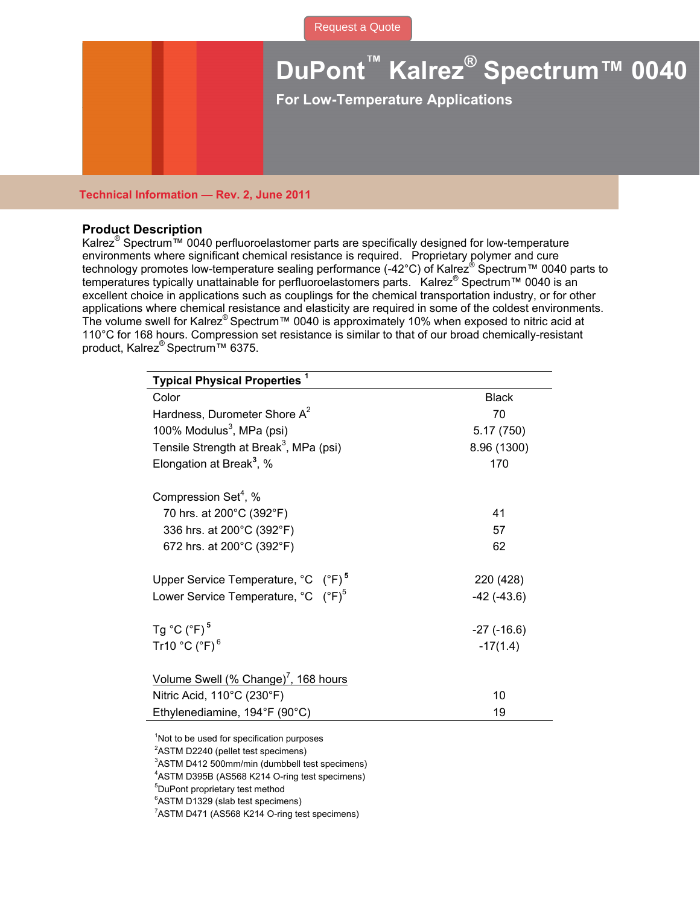Request a Quote

# DuPont™ Kalrez® Spectrum™ 0040

## For Low-Temperature Applications

Technical Information — Rev. 2, June 2011

### Product Description

Kalrez® Spectrum™ 0040 perfluoroelastomer parts are specifically designed for low-temperature environments where significant chemical resistance is required. Proprietary polymer and cure technology promotes low-temperature sealing performance (-42°C) of Kalrez® Spectrum™ 0040 parts to temperatures typically unattainable for perfluoroelastomers parts. Kalrez® Spectrum™ 0040 is an excellent choice in applications such as couplings for the chemical transportation industry, or for other applications where chemical resistance and elasticity are required in some of the coldest environments. The volume swell for Kalrez® Spectrum™ 0040 is approximately 10% when exposed to nitric acid at 110°C for 168 hours. Compression set resistance is similar to that of our broad chemically-resistant product, Kalrez® Spectrum™ 6375.

| Typical Physical Properties [1] | |
|---|---|
| Color | Black |
| Hardness, Durometer Shore A[2] | 70 |
| 100% Modulus[3], MPa (psi) | 5.17 (750) |
| Tensile Strength at Break[3], MPa (psi) | 8.96 (1300) |
| Elongation at Break[3], % | 170 |
| | |
| Compression Set[4], % | |
| 70 hrs. at 200°C (392°F) | 41 |
| 336 hrs. at 200°C (392°F) | 57 |
| 672 hrs. at 200°C (392°F) | 62 |
| | |
| Upper Service Temperature, °C (°F)[5] | 220 (428) |
| Lower Service Temperature, °C (°F)[5] | -42 (-43.6) |
| | |
| Tg °C (°F)[5] | -27 (-16.6) |
| Tr10 °C (°F)[6] | -17(1.4) |
| | |
| Volume Swell (% Change)[7], 168 hours | |
| Nitric Acid, 110°C (230°F) | 10 |
| Ethylenediamine, 194°F (90°C) | 19 |

[1]Not to be used for specification purposes
[2]ASTM D2240 (pellet test specimens)
[3]ASTM D412 500mm/min (dumbbell test specimens)
[4]ASTM D395B (AS568 K214 O-ring test specimens)
[5]DuPont proprietary test method
[6]ASTM D1329 (slab test specimens)
[7]ASTM D471 (AS568 K214 O-ring test specimens)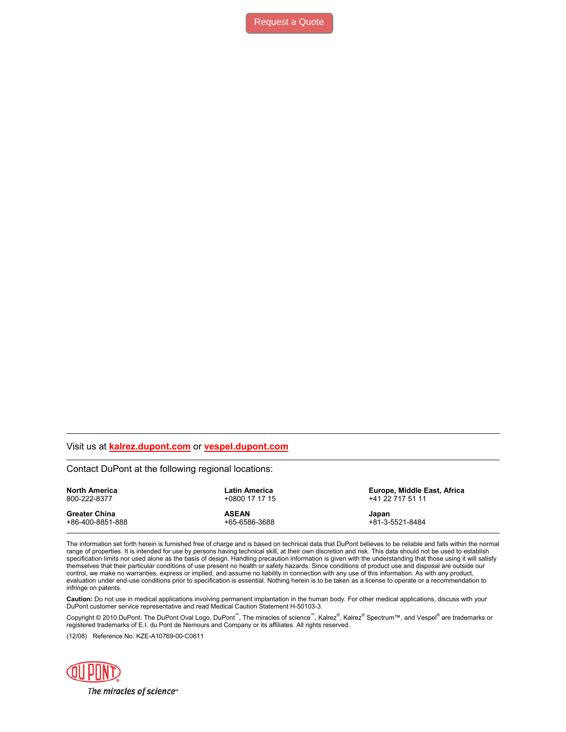Request a Quote

Visit us at **kalrez.dupont.com** or **vespel.dupont.com**

Contact DuPont at the following regional locations:

| | | |
|---|---|---|
| **North America**<br>800-222-8377 | **Latin America**<br>+0800 17 17 15 | **Europe, Middle East, Africa**<br>+41 22 717 51 11 |
| **Greater China**<br>+86-400-8851-888 | **ASEAN**<br>+65-6586-3688 | **Japan**<br>+81-3-5521-8484 |

The information set forth herein is furnished free of charge and is based on technical data that DuPont believes to be reliable and falls within the normal range of properties. It is intended for use by persons having technical skill, at their own discretion and risk. This data should not be used to establish specification limits nor used alone as the basis of design. Handling precaution information is given with the understanding that those using it will satisfy themselves that their particular conditions of use present no health or safety hazards. Since conditions of product use and disposal are outside our control, we make no warranties, express or implied, and assume no liability in connection with any use of this information. As with any product, evaluation under end-use conditions prior to specification is essential. Nothing herein is to be taken as a license to operate or a recommendation to infringe on patents.

**Caution:** Do not use in medical applications involving permanent implantation in the human body. For other medical applications, discuss with your DuPont customer service representative and read Medical Caution Statement H-50103-3.

Copyright © 2010 DuPont. The DuPont Oval Logo, DuPont™, The miracles of science™, Kalrez®, Kalrez® Spectrum™, and Vespel® are trademarks or registered trademarks of E.I. du Pont de Nemours and Company or its affiliates. All rights reserved.

(12/08) Reference No. KZE-A10769-00-C0611

DUPONT

*The miracles of science™*